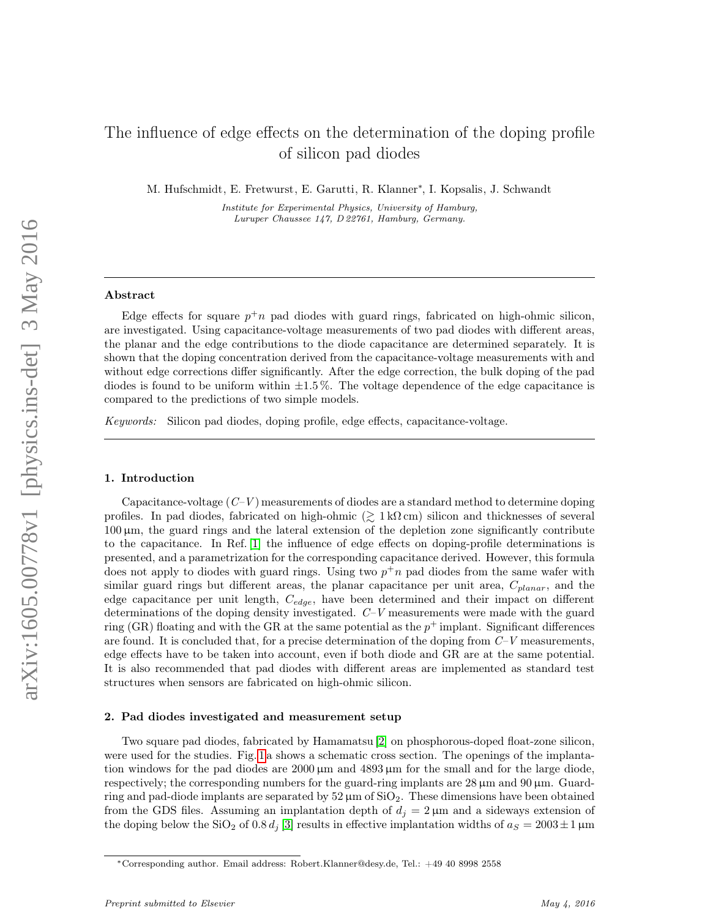# The influence of edge effects on the determination of the doping profile of silicon pad diodes

M. Hufschmidt, E. Fretwurst, E. Garutti, R. Klanner*, I. Kopsalis, J. Schwandt

*Institute for Experimental Physics, University of Hamburg, Luruper Chaussee 147, D 22761, Hamburg, Germany.*

## Abstract

Edge effects for square $p^+n$ pad diodes with guard rings, fabricated on high-ohmic silicon, are investigated. Using capacitance-voltage measurements of two pad diodes with different areas, the planar and the edge contributions to the diode capacitance are determined separately. It is shown that the doping concentration derived from the capacitance-voltage measurements with and without edge corrections differ significantly. After the edge correction, the bulk doping of the pad diodes is found to be uniform within $\pm 1.5\,\%$. The voltage dependence of the edge capacitance is compared to the predictions of two simple models.

*Keywords:* Silicon pad diodes, doping profile, edge effects, capacitance-voltage.

## 1. Introduction

Capacitance-voltage ($C$–$V$) measurements of diodes are a standard method to determine doping profiles. In pad diodes, fabricated on high-ohmic ($\gtrsim 1\,\mathrm{k\Omega\,cm}$) silicon and thicknesses of several $100\,\mathrm{\mu m}$, the guard rings and the lateral extension of the depletion zone significantly contribute to the capacitance. In Ref. [1] the influence of edge effects on doping-profile determinations is presented, and a parametrization for the corresponding capacitance derived. However, this formula does not apply to diodes with guard rings. Using two $p^+n$ pad diodes from the same wafer with similar guard rings but different areas, the planar capacitance per unit area, $C_{planar}$, and the edge capacitance per unit length, $C_{edge}$, have been determined and their impact on different determinations of the doping density investigated. $C$–$V$ measurements were made with the guard ring (GR) floating and with the GR at the same potential as the $p^+$ implant. Significant differences are found. It is concluded that, for a precise determination of the doping from $C$–$V$ measurements, edge effects have to be taken into account, even if both diode and GR are at the same potential. It is also recommended that pad diodes with different areas are implemented as standard test structures when sensors are fabricated on high-ohmic silicon.

## 2. Pad diodes investigated and measurement setup

Two square pad diodes, fabricated by Hamamatsu [2] on phosphorous-doped float-zone silicon, were used for the studies. Fig. 1a shows a schematic cross section. The openings of the implantation windows for the pad diodes are $2000\,\mathrm{\mu m}$ and $4893\,\mathrm{\mu m}$ for the small and for the large diode, respectively; the corresponding numbers for the guard-ring implants are $28\,\mathrm{\mu m}$ and $90\,\mathrm{\mu m}$. Guard-ring and pad-diode implants are separated by $52\,\mathrm{\mu m}$ of $SiO_2$. These dimensions have been obtained from the GDS files. Assuming an implantation depth of $d_j = 2\,\mathrm{\mu m}$ and a sideways extension of the doping below the $SiO_2$ of $0.8\,d_j$ [3] results in effective implantation widths of $a_S = 2003 \pm 1\,\mathrm{\mu m}$

*Corresponding author. Email address: Robert.Klanner@desy.de, Tel.: +49 40 8998 2558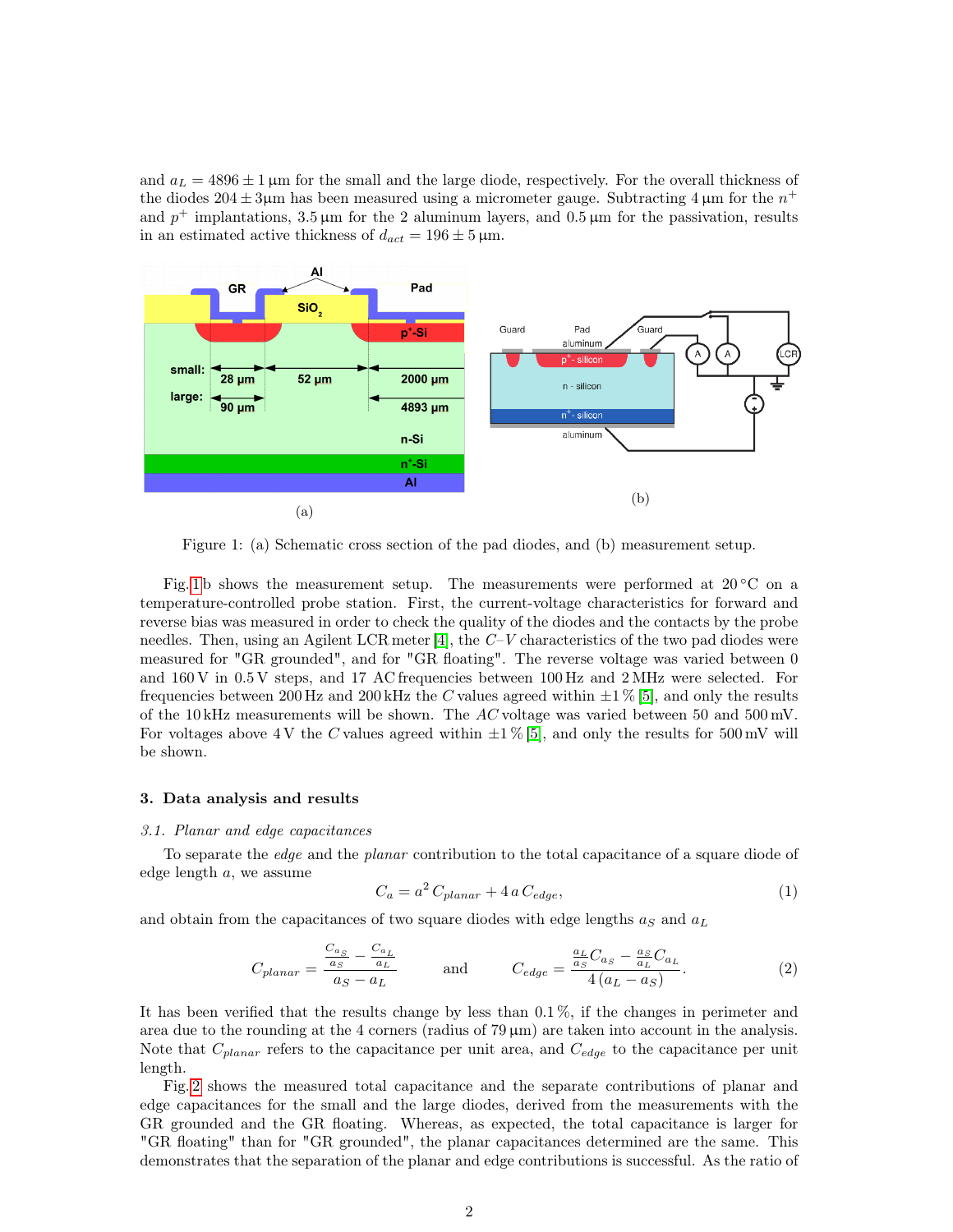and $a_L = 4896 \pm 1\,\mu$m for the small and the large diode, respectively. For the overall thickness of the diodes $204 \pm 3\mu$m has been measured using a micrometer gauge. Subtracting $4\,\mu$m for the $n^+$ and $p^+$ implantations, $3.5\,\mu$m for the 2 aluminum layers, and $0.5\,\mu$m for the passivation, results in an estimated active thickness of $d_{act} = 196 \pm 5\,\mu$m.

Figure 1: (a) Schematic cross section of the pad diodes, and (b) measurement setup.

Fig. 1b shows the measurement setup. The measurements were performed at 20 °C on a temperature-controlled probe station. First, the current-voltage characteristics for forward and reverse bias was measured in order to check the quality of the diodes and the contacts by the probe needles. Then, using an Agilent LCR meter [4], the $C$–$V$ characteristics of the two pad diodes were measured for "GR grounded", and for "GR floating". The reverse voltage was varied between 0 and 160 V in 0.5 V steps, and 17 AC frequencies between 100 Hz and 2 MHz were selected. For frequencies between 200 Hz and 200 kHz the $C$ values agreed within ±1 % [5], and only the results of the 10 kHz measurements will be shown. The $AC$ voltage was varied between 50 and 500 mV. For voltages above 4 V the $C$ values agreed within ±1 % [5], and only the results for 500 mV will be shown.

## 3. Data analysis and results

### 3.1. Planar and edge capacitances

To separate the *edge* and the *planar* contribution to the total capacitance of a square diode of edge length $a$, we assume

$$C_a = a^2\, C_{planar} + 4\, a\, C_{edge}, \tag{1}$$

and obtain from the capacitances of two square diodes with edge lengths $a_S$ and $a_L$

$$C_{planar} = \frac{\frac{C_{a_S}}{a_S} - \frac{C_{a_L}}{a_L}}{a_S - a_L} \qquad \text{and} \qquad C_{edge} = \frac{\frac{a_L}{a_S} C_{a_S} - \frac{a_S}{a_L} C_{a_L}}{4\,(a_L - a_S)}. \tag{2}$$

It has been verified that the results change by less than 0.1 %, if the changes in perimeter and area due to the rounding at the 4 corners (radius of $79\,\mu$m) are taken into account in the analysis. Note that $C_{planar}$ refers to the capacitance per unit area, and $C_{edge}$ to the capacitance per unit length.

Fig. 2 shows the measured total capacitance and the separate contributions of planar and edge capacitances for the small and the large diodes, derived from the measurements with the GR grounded and the GR floating. Whereas, as expected, the total capacitance is larger for "GR floating" than for "GR grounded", the planar capacitances determined are the same. This demonstrates that the separation of the planar and edge contributions is successful. As the ratio of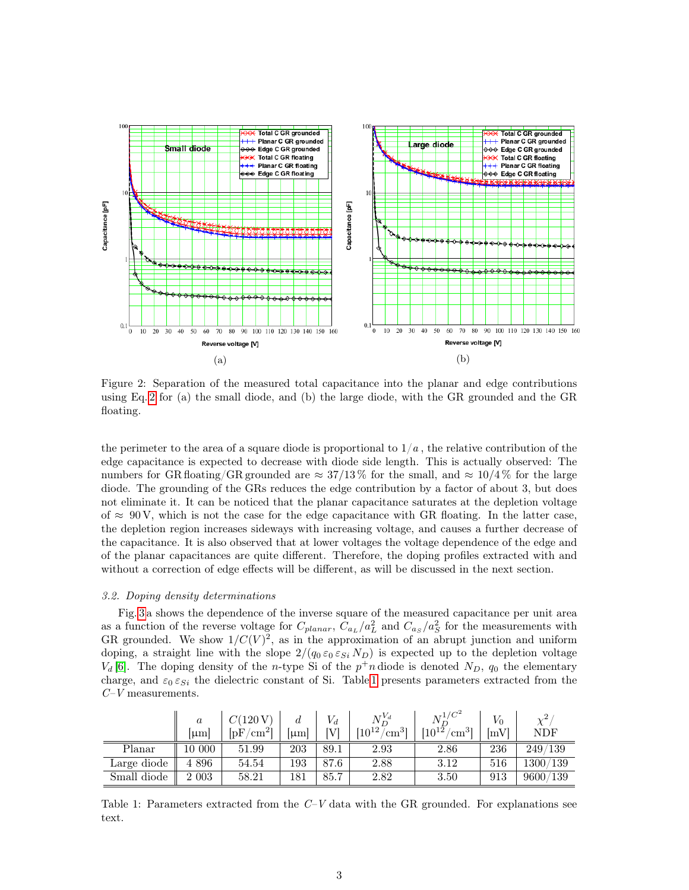Figure 2: Separation of the measured total capacitance into the planar and edge contributions using Eq. 2 for (a) the small diode, and (b) the large diode, with the GR grounded and the GR floating.

the perimeter to the area of a square diode is proportional to $1/a$, the relative contribution of the edge capacitance is expected to decrease with diode side length. This is actually observed: The numbers for GR floating/GR grounded are $\approx 37/13\,\%$ for the small, and $\approx 10/4\,\%$ for the large diode. The grounding of the GRs reduces the edge contribution by a factor of about 3, but does not eliminate it. It can be noticed that the planar capacitance saturates at the depletion voltage of $\approx$ 90 V, which is not the case for the edge capacitance with GR floating. In the latter case, the depletion region increases sideways with increasing voltage, and causes a further decrease of the capacitance. It is also observed that at lower voltages the voltage dependence of the edge and of the planar capacitances are quite different. Therefore, the doping profiles extracted with and without a correction of edge effects will be different, as will be discussed in the next section.

### 3.2. Doping density determinations

Fig. 3a shows the dependence of the inverse square of the measured capacitance per unit area as a function of the reverse voltage for $C_{planar}$, $C_{a_L}/a_L^2$ and $C_{a_S}/a_S^2$ for the measurements with GR grounded. We show $1/C(V)^2$, as in the approximation of an abrupt junction and uniform doping, a straight line with the slope $2/(q_0\,\varepsilon_0\,\varepsilon_{Si}\,N_D)$ is expected up to the depletion voltage $V_d$ [6]. The doping density of the $n$-type Si of the $p^+n$ diode is denoted $N_D$, $q_0$ the elementary charge, and $\varepsilon_0\,\varepsilon_{Si}$ the dielectric constant of Si. Table 1 presents parameters extracted from the $C$–$V$ measurements.

| | $a$ [µm] | $C(120\,\mathrm{V})$ [pF/cm$^2$] | $d$ [µm] | $V_d$ [V] | $N_D^{V_d}$ [$10^{12}$/cm$^3$] | $N_D^{1/C^2}$ [$10^{12}$/cm$^3$] | $V_0$ [mV] | $\chi^2/$ NDF |
|---|---|---|---|---|---|---|---|---|
| Planar | 10 000 | 51.99 | 203 | 89.1 | 2.93 | 2.86 | 236 | 249/139 |
| Large diode | 4 896 | 54.54 | 193 | 87.6 | 2.88 | 3.12 | 516 | 1300/139 |
| Small diode | 2 003 | 58.21 | 181 | 85.7 | 2.82 | 3.50 | 913 | 9600/139 |

Table 1: Parameters extracted from the $C$–$V$ data with the GR grounded. For explanations see text.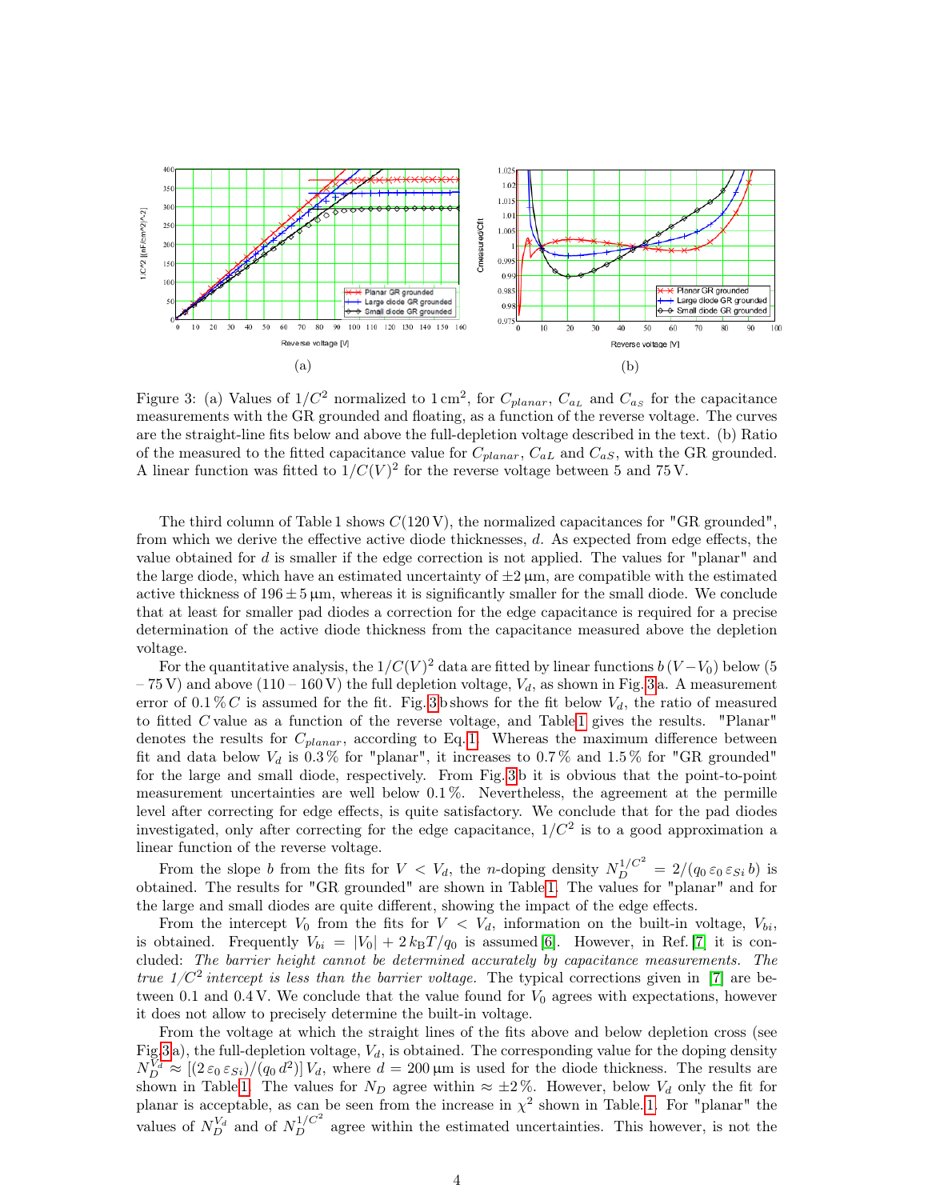(a)

(b)

Figure 3: (a) Values of $1/C^2$ normalized to $1\,\mathrm{cm}^2$, for $C_{planar}$, $C_{a_L}$ and $C_{a_S}$ for the capacitance measurements with the GR grounded and floating, as a function of the reverse voltage. The curves are the straight-line fits below and above the full-depletion voltage described in the text. (b) Ratio of the measured to the fitted capacitance value for $C_{planar}$, $C_{aL}$ and $C_{aS}$, with the GR grounded. A linear function was fitted to $1/C(V)^2$ for the reverse voltage between 5 and 75 V.

The third column of Table 1 shows $C(120\,\mathrm{V})$, the normalized capacitances for "GR grounded", from which we derive the effective active diode thicknesses, $d$. As expected from edge effects, the value obtained for $d$ is smaller if the edge correction is not applied. The values for "planar" and the large diode, which have an estimated uncertainty of $\pm 2\,\mu\mathrm{m}$, are compatible with the estimated active thickness of $196 \pm 5\,\mu\mathrm{m}$, whereas it is significantly smaller for the small diode. We conclude that at least for smaller pad diodes a correction for the edge capacitance is required for a precise determination of the active diode thickness from the capacitance measured above the depletion voltage.

For the quantitative analysis, the $1/C(V)^2$ data are fitted by linear functions $b\,(V - V_0)$ below (5 – 75 V) and above (110 – 160 V) the full depletion voltage, $V_d$, as shown in Fig. 3a. A measurement error of 0.1 % $C$ is assumed for the fit. Fig. 3b shows for the fit below $V_d$, the ratio of measured to fitted $C$ value as a function of the reverse voltage, and Table 1 gives the results. "Planar" denotes the results for $C_{planar}$, according to Eq. 1. Whereas the maximum difference between fit and data below $V_d$ is 0.3 % for "planar", it increases to 0.7 % and 1.5 % for "GR grounded" for the large and small diode, respectively. From Fig. 3b it is obvious that the point-to-point measurement uncertainties are well below 0.1 %. Nevertheless, the agreement at the permille level after correcting for edge effects, is quite satisfactory. We conclude that for the pad diodes investigated, only after correcting for the edge capacitance, $1/C^2$ is to a good approximation a linear function of the reverse voltage.

From the slope $b$ from the fits for $V < V_d$, the $n$-doping density $N_D^{1/C^2} = 2/(q_0\,\varepsilon_0\,\varepsilon_{Si}\,b)$ is obtained. The results for "GR grounded" are shown in Table 1. The values for "planar" and for the large and small diodes are quite different, showing the impact of the edge effects.

From the intercept $V_0$ from the fits for $V < V_d$, information on the built-in voltage, $V_{bi}$, is obtained. Frequently $V_{bi} = |V_0| + 2\,k_\mathrm{B}T/q_0$ is assumed [6]. However, in Ref. [7] it is concluded: *The barrier height cannot be determined accurately by capacitance measurements. The true $1/C^2$ intercept is less than the barrier voltage.* The typical corrections given in [7] are between 0.1 and 0.4 V. We conclude that the value found for $V_0$ agrees with expectations, however it does not allow to precisely determine the built-in voltage.

From the voltage at which the straight lines of the fits above and below depletion cross (see Fig. 3a), the full-depletion voltage, $V_d$, is obtained. The corresponding value for the doping density $N_D^{V_d} \approx [(2\,\varepsilon_0\,\varepsilon_{Si})/(q_0\,d^2)]\,V_d$, where $d = 200\,\mu\mathrm{m}$ is used for the diode thickness. The results are shown in Table 1. The values for $N_D$ agree within $\approx \pm 2\,\%$. However, below $V_d$ only the fit for planar is acceptable, as can be seen from the increase in $\chi^2$ shown in Table. 1. For "planar" the values of $N_D^{V_d}$ and of $N_D^{1/C^2}$ agree within the estimated uncertainties. This however, is not the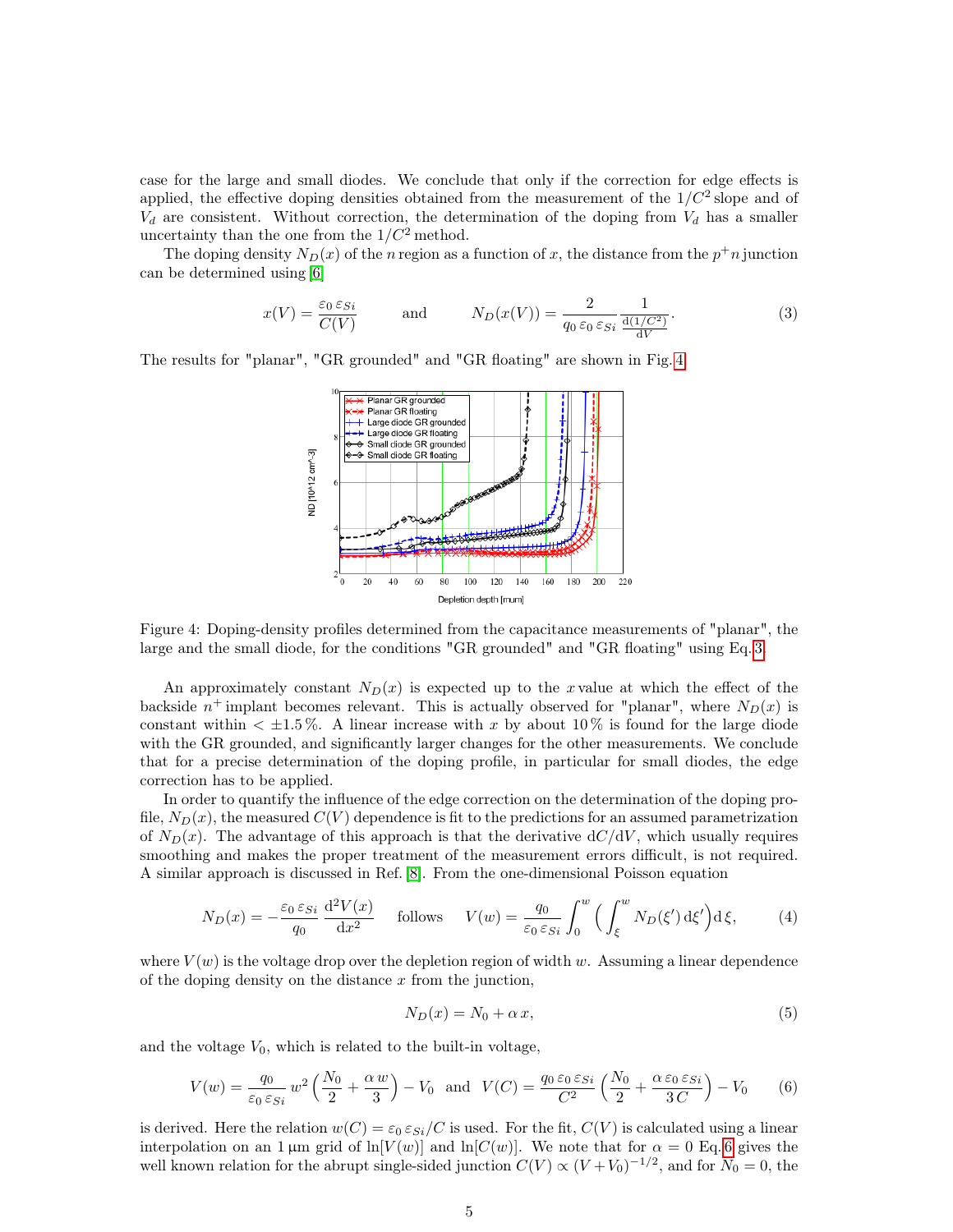case for the large and small diodes. We conclude that only if the correction for edge effects is applied, the effective doping densities obtained from the measurement of the $1/C^2$ slope and of $V_d$ are consistent. Without correction, the determination of the doping from $V_d$ has a smaller uncertainty than the one from the $1/C^2$ method.

The doping density $N_D(x)$ of the $n$ region as a function of $x$, the distance from the $p^+n$ junction can be determined using [6]

$$x(V) = \frac{\varepsilon_0\,\varepsilon_{Si}}{C(V)} \qquad \text{and} \qquad N_D(x(V)) = \frac{2}{q_0\,\varepsilon_0\,\varepsilon_{Si}}\,\frac{1}{\frac{\mathrm{d}(1/C^2)}{\mathrm{d}V}}. \tag{3}$$

The results for "planar", "GR grounded" and "GR floating" are shown in Fig. 4.

Figure 4: Doping-density profiles determined from the capacitance measurements of "planar", the large and the small diode, for the conditions "GR grounded" and "GR floating" using Eq. 3.

An approximately constant $N_D(x)$ is expected up to the $x$ value at which the effect of the backside $n^+$ implant becomes relevant. This is actually observed for "planar", where $N_D(x)$ is constant within $< \pm 1.5\,\%$. A linear increase with $x$ by about 10 % is found for the large diode with the GR grounded, and significantly larger changes for the other measurements. We conclude that for a precise determination of the doping profile, in particular for small diodes, the edge correction has to be applied.

In order to quantify the influence of the edge correction on the determination of the doping profile, $N_D(x)$, the measured $C(V)$ dependence is fit to the predictions for an assumed parametrization of $N_D(x)$. The advantage of this approach is that the derivative $\mathrm{d}C/\mathrm{d}V$, which usually requires smoothing and makes the proper treatment of the measurement errors difficult, is not required. A similar approach is discussed in Ref. [8]. From the one-dimensional Poisson equation

$$N_D(x) = -\frac{\varepsilon_0\,\varepsilon_{Si}}{q_0}\,\frac{\mathrm{d}^2V(x)}{\mathrm{d}x^2} \quad \text{follows} \quad V(w) = \frac{q_0}{\varepsilon_0\,\varepsilon_{Si}}\int_0^w \Big(\int_\xi^w N_D(\xi')\,\mathrm{d}\xi'\Big)\mathrm{d}\,\xi, \tag{4}$$

where $V(w)$ is the voltage drop over the depletion region of width $w$. Assuming a linear dependence of the doping density on the distance $x$ from the junction,

$$N_D(x) = N_0 + \alpha\,x, \tag{5}$$

and the voltage $V_0$, which is related to the built-in voltage,

$$V(w) = \frac{q_0}{\varepsilon_0\,\varepsilon_{Si}}\,w^2\Big(\frac{N_0}{2} + \frac{\alpha\,w}{3}\Big) - V_0 \;\; \text{and} \;\; V(C) = \frac{q_0\,\varepsilon_0\,\varepsilon_{Si}}{C^2}\Big(\frac{N_0}{2} + \frac{\alpha\,\varepsilon_0\,\varepsilon_{Si}}{3\,C}\Big) - V_0 \tag{6}$$

is derived. Here the relation $w(C) = \varepsilon_0\,\varepsilon_{Si}/C$ is used. For the fit, $C(V)$ is calculated using a linear interpolation on an 1 µm grid of $\ln[V(w)]$ and $\ln[C(w)]$. We note that for $\alpha = 0$ Eq. 6 gives the well known relation for the abrupt single-sided junction $C(V) \propto (V + V_0)^{-1/2}$, and for $N_0 = 0$, the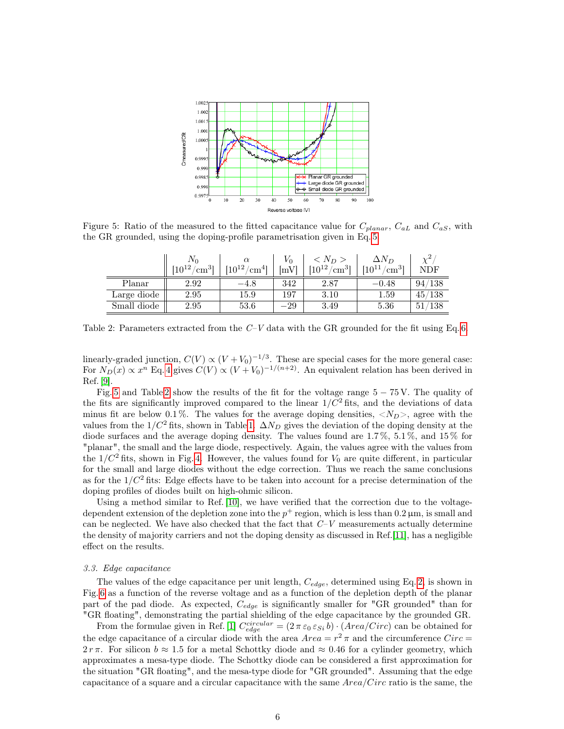Figure 5: Ratio of the measured to the fitted capacitance value for $C_{planar}$, $C_{aL}$ and $C_{aS}$, with the GR grounded, using the doping-profile parametrisation given in Eq. 5.

| | $N_0$ $[10^{12}/\mathrm{cm}^3]$ | $\alpha$ $[10^{12}/\mathrm{cm}^4]$ | $V_0$ [mV] | $< N_D >$ $[10^{12}/\mathrm{cm}^3]$ | $\Delta N_D$ $[10^{11}/\mathrm{cm}^3]$ | $\chi^2/$ NDF |
|---|---|---|---|---|---|---|
| Planar | 2.92 | $-4.8$ | 342 | 2.87 | $-0.48$ | 94/138 |
| Large diode | 2.95 | 15.9 | 197 | 3.10 | 1.59 | 45/138 |
| Small diode | 2.95 | 53.6 | $-29$ | 3.49 | 5.36 | 51/138 |

Table 2: Parameters extracted from the $C$–$V$ data with the GR grounded for the fit using Eq. 6.

linearly-graded junction, $C(V) \propto (V + V_0)^{-1/3}$. These are special cases for the more general case: For $N_D(x) \propto x^n$ Eq. 4 gives $C(V) \propto (V + V_0)^{-1/(n+2)}$. An equivalent relation has been derived in Ref. [9].

Fig. 5 and Table 2 show the results of the fit for the voltage range $5 - 75$ V. The quality of the fits are significantly improved compared to the linear $1/C^2$ fits, and the deviations of data minus fit are below 0.1 %. The values for the average doping densities, $<N_D>$, agree with the values from the $1/C^2$ fits, shown in Table 1. $\Delta N_D$ gives the deviation of the doping density at the diode surfaces and the average doping density. The values found are 1.7 %, 5.1 %, and 15 % for "planar", the small and the large diode, respectively. Again, the values agree with the values from the $1/C^2$ fits, shown in Fig. 4. However, the values found for $V_0$ are quite different, in particular for the small and large diodes without the edge correction. Thus we reach the same conclusions as for the $1/C^2$ fits: Edge effects have to be taken into account for a precise determination of the doping profiles of diodes built on high-ohmic silicon.

Using a method similar to Ref. [10], we have verified that the correction due to the voltage-dependent extension of the depletion zone into the $p^+$ region, which is less than 0.2 µm, is small and can be neglected. We have also checked that the fact that $C$–$V$ measurements actually determine the density of majority carriers and not the doping density as discussed in Ref. [11], has a negligible effect on the results.

### 3.3. Edge capacitance

The values of the edge capacitance per unit length, $C_{edge}$, determined using Eq. 2, is shown in Fig. 6 as a function of the reverse voltage and as a function of the depletion depth of the planar part of the pad diode. As expected, $C_{edge}$ is significantly smaller for "GR grounded" than for "GR floating", demonstrating the partial shielding of the edge capacitance by the grounded GR.

From the formulae given in Ref. [1] $C_{edge}^{circular} = (2\,\pi\,\varepsilon_0\,\varepsilon_{Si}\,b) \cdot (Area/Circ)$ can be obtained for the edge capacitance of a circular diode with the area $Area = r^2\,\pi$ and the circumference $Circ = 2\,r\,\pi$. For silicon $b \approx 1.5$ for a metal Schottky diode and $\approx 0.46$ for a cylinder geometry, which approximates a mesa-type diode. The Schottky diode can be considered a first approximation for the situation "GR floating", and the mesa-type diode for "GR grounded". Assuming that the edge capacitance of a square and a circular capacitance with the same $Area/Circ$ ratio is the same, the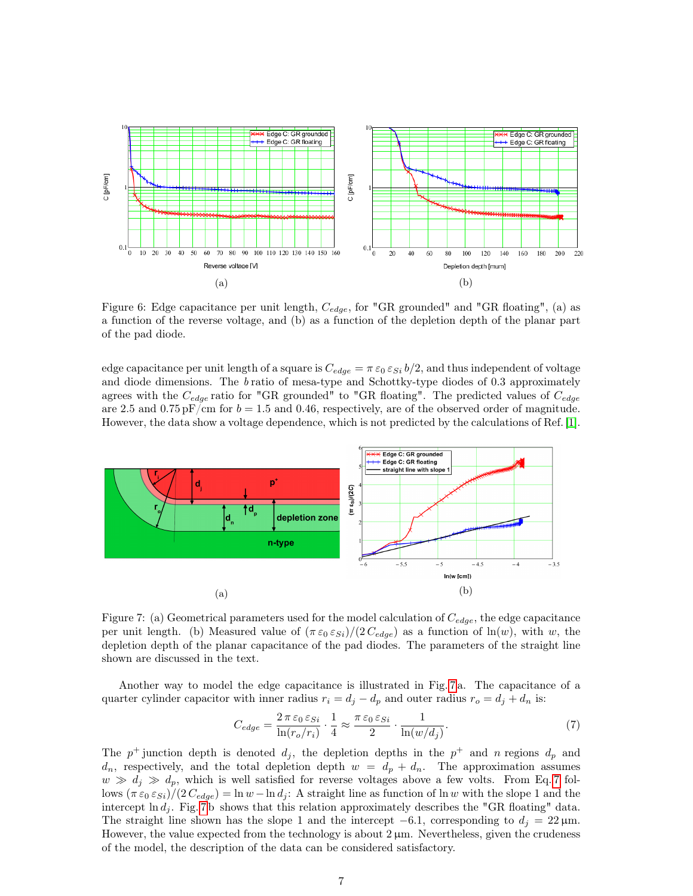(a)

(b)

Figure 6: Edge capacitance per unit length, $C_{edge}$, for "GR grounded" and "GR floating", (a) as a function of the reverse voltage, and (b) as a function of the depletion depth of the planar part of the pad diode.

edge capacitance per unit length of a square is $C_{edge} = \pi\,\varepsilon_0\,\varepsilon_{Si}\,b/2$, and thus independent of voltage and diode dimensions. The $b$ ratio of mesa-type and Schottky-type diodes of 0.3 approximately agrees with the $C_{edge}$ ratio for "GR grounded" to "GR floating". The predicted values of $C_{edge}$ are 2.5 and 0.75 pF/cm for $b = 1.5$ and 0.46, respectively, are of the observed order of magnitude. However, the data show a voltage dependence, which is not predicted by the calculations of Ref. [1].

(a)

(b)

Figure 7: (a) Geometrical parameters used for the model calculation of $C_{edge}$, the edge capacitance per unit length. (b) Measured value of $(\pi\,\varepsilon_0\,\varepsilon_{Si})/(2\,C_{edge})$ as a function of $\ln(w)$, with $w$, the depletion depth of the planar capacitance of the pad diodes. The parameters of the straight line shown are discussed in the text.

Another way to model the edge capacitance is illustrated in Fig. 7a. The capacitance of a quarter cylinder capacitor with inner radius $r_i = d_j - d_p$ and outer radius $r_o = d_j + d_n$ is:

$$C_{edge} = \frac{2\,\pi\,\varepsilon_0\,\varepsilon_{Si}}{\ln(r_o/r_i)} \cdot \frac{1}{4} \approx \frac{\pi\,\varepsilon_0\,\varepsilon_{Si}}{2} \cdot \frac{1}{\ln(w/d_j)}. \tag{7}$$

The $p^+$ junction depth is denoted $d_j$, the depletion depths in the $p^+$ and $n$ regions $d_p$ and $d_n$, respectively, and the total depletion depth $w = d_p + d_n$. The approximation assumes $w \gg d_j \gg d_p$, which is well satisfied for reverse voltages above a few volts. From Eq. 7 follows $(\pi\,\varepsilon_0\,\varepsilon_{Si})/(2\,C_{edge}) = \ln w - \ln d_j$: A straight line as function of $\ln w$ with the slope 1 and the intercept $\ln d_j$. Fig. 7b shows that this relation approximately describes the "GR floating" data. The straight line shown has the slope 1 and the intercept $-6.1$, corresponding to $d_j = 22\,\mu$m. However, the value expected from the technology is about 2 µm. Nevertheless, given the crudeness of the model, the description of the data can be considered satisfactory.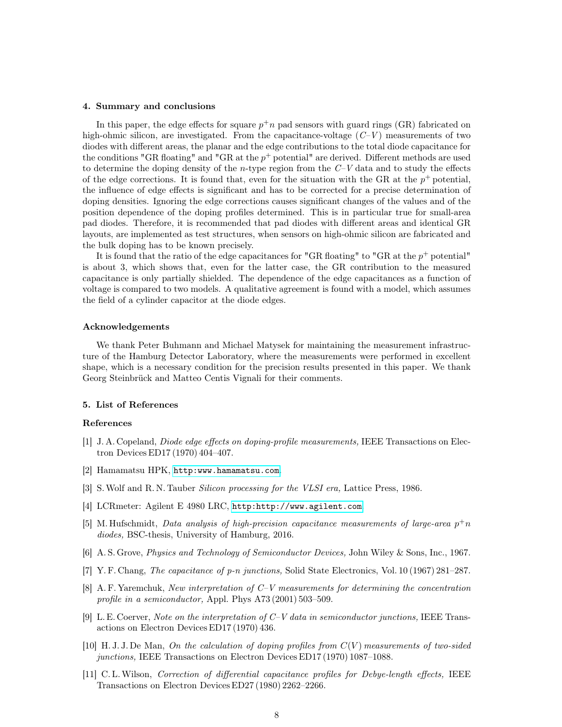## 4. Summary and conclusions

In this paper, the edge effects for square $p^+n$ pad sensors with guard rings (GR) fabricated on high-ohmic silicon, are investigated. From the capacitance-voltage ($C$–$V$) measurements of two diodes with different areas, the planar and the edge contributions to the total diode capacitance for the conditions "GR floating" and "GR at the $p^+$ potential" are derived. Different methods are used to determine the doping density of the $n$-type region from the $C$–$V$ data and to study the effects of the edge corrections. It is found that, even for the situation with the GR at the $p^+$ potential, the influence of edge effects is significant and has to be corrected for a precise determination of doping densities. Ignoring the edge corrections causes significant changes of the values and of the position dependence of the doping profiles determined. This is in particular true for small-area pad diodes. Therefore, it is recommended that pad diodes with different areas and identical GR layouts, are implemented as test structures, when sensors on high-ohmic silicon are fabricated and the bulk doping has to be known precisely.

It is found that the ratio of the edge capacitances for "GR floating" to "GR at the $p^+$ potential" is about 3, which shows that, even for the latter case, the GR contribution to the measured capacitance is only partially shielded. The dependence of the edge capacitances as a function of voltage is compared to two models. A qualitative agreement is found with a model, which assumes the field of a cylinder capacitor at the diode edges.

### Acknowledgements

We thank Peter Buhmann and Michael Matysek for maintaining the measurement infrastructure of the Hamburg Detector Laboratory, where the measurements were performed in excellent shape, which is a necessary condition for the precision results presented in this paper. We thank Georg Steinbrück and Matteo Centis Vignali for their comments.

## 5. List of References

### References

[1] J. A. Copeland, *Diode edge effects on doping-profile measurements,* IEEE Transactions on Electron Devices ED17 (1970) 404–407.

[2] Hamamatsu HPK, http:www.hamamatsu.com.

[3] S. Wolf and R. N. Tauber *Silicon processing for the VLSI era,* Lattice Press, 1986.

[4] LCRmeter: Agilent E 4980 LRC, http:http://www.agilent.com

[5] M. Hufschmidt, *Data analysis of high-precision capacitance measurements of large-area $p^+n$ diodes,* BSC-thesis, University of Hamburg, 2016.

[6] A. S. Grove, *Physics and Technology of Semiconductor Devices,* John Wiley & Sons, Inc., 1967.

[7] Y. F. Chang, *The capacitance of p-n junctions,* Solid State Electronics, Vol. 10 (1967) 281–287.

[8] A. F. Yaremchuk, *New interpretation of C–V measurements for determining the concentration profile in a semiconductor,* Appl. Phys A73 (2001) 503–509.

[9] L. E. Coerver, *Note on the interpretation of C–V data in semiconductor junctions,* IEEE Transactions on Electron Devices ED17 (1970) 436.

[10] H. J. J. De Man, *On the calculation of doping profiles from C(V) measurements of two-sided junctions,* IEEE Transactions on Electron Devices ED17 (1970) 1087–1088.

[11] C. L. Wilson, *Correction of differential capacitance profiles for Debye-length effects,* IEEE Transactions on Electron Devices ED27 (1980) 2262–2266.